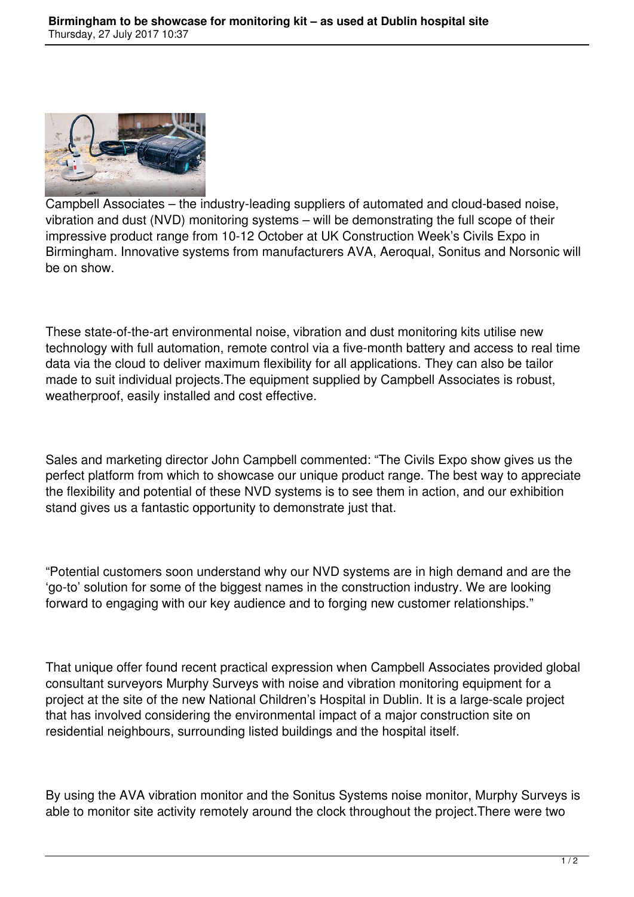Campbell Associates – the industry-leading suppliers of automated and cloud-based noise, vibration and dust (NVD) monitoring systems – will be demonstrating the full scope of their impressive product range from 10-12 October at UK Construction Week's Civils Expo in Birmingham. Innovative systems from manufacturers AVA, Aeroqual, Sonitus and Norsonic will be on show.

These state-of-the-art environmental noise, vibration and dust monitoring kits utilise new technology with full automation, remote control via a five-month battery and access to real time data via the cloud to deliver maximum flexibility for all applications. They can also be tailor made to suit individual projects.The equipment supplied by Campbell Associates is robust, weatherproof, easily installed and cost effective.

Sales and marketing director John Campbell commented: "The Civils Expo show gives us the perfect platform from which to showcase our unique product range. The best way to appreciate the flexibility and potential of these NVD systems is to see them in action, and our exhibition stand gives us a fantastic opportunity to demonstrate just that.

"Potential customers soon understand why our NVD systems are in high demand and are the 'go-to' solution for some of the biggest names in the construction industry. We are looking forward to engaging with our key audience and to forging new customer relationships."

That unique offer found recent practical expression when Campbell Associates provided global consultant surveyors Murphy Surveys with noise and vibration monitoring equipment for a project at the site of the new National Children's Hospital in Dublin. It is a large-scale project that has involved considering the environmental impact of a major construction site on residential neighbours, surrounding listed buildings and the hospital itself.

By using the AVA vibration monitor and the Sonitus Systems noise monitor, Murphy Surveys is able to monitor site activity remotely around the clock throughout the project.There were two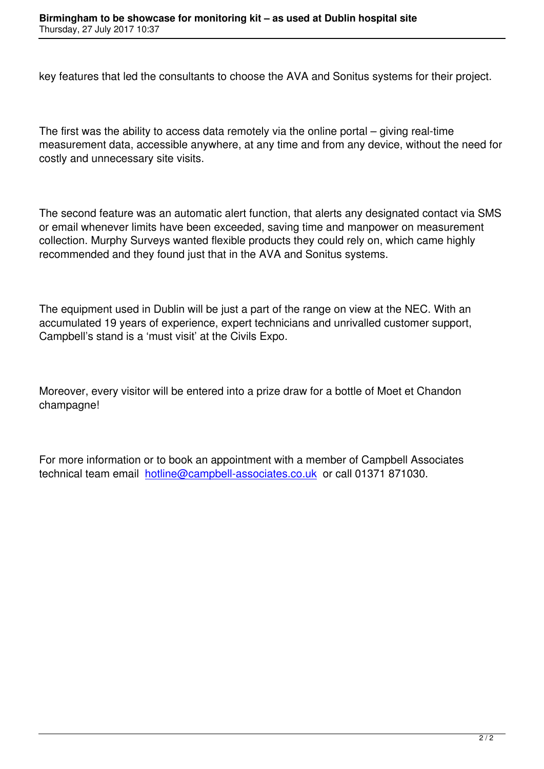key features that led the consultants to choose the AVA and Sonitus systems for their project.

The first was the ability to access data remotely via the online portal – giving real-time measurement data, accessible anywhere, at any time and from any device, without the need for costly and unnecessary site visits.

The second feature was an automatic alert function, that alerts any designated contact via SMS or email whenever limits have been exceeded, saving time and manpower on measurement collection. Murphy Surveys wanted flexible products they could rely on, which came highly recommended and they found just that in the AVA and Sonitus systems.

The equipment used in Dublin will be just a part of the range on view at the NEC. With an accumulated 19 years of experience, expert technicians and unrivalled customer support, Campbell's stand is a 'must visit' at the Civils Expo.

Moreover, every visitor will be entered into a prize draw for a bottle of Moet et Chandon champagne!

For more information or to book an appointment with a member of Campbell Associates technical team email [hotline@campbell-associates.co.uk](mailto:hotline@campbell-associates.co.uk) or call 01371 871030.